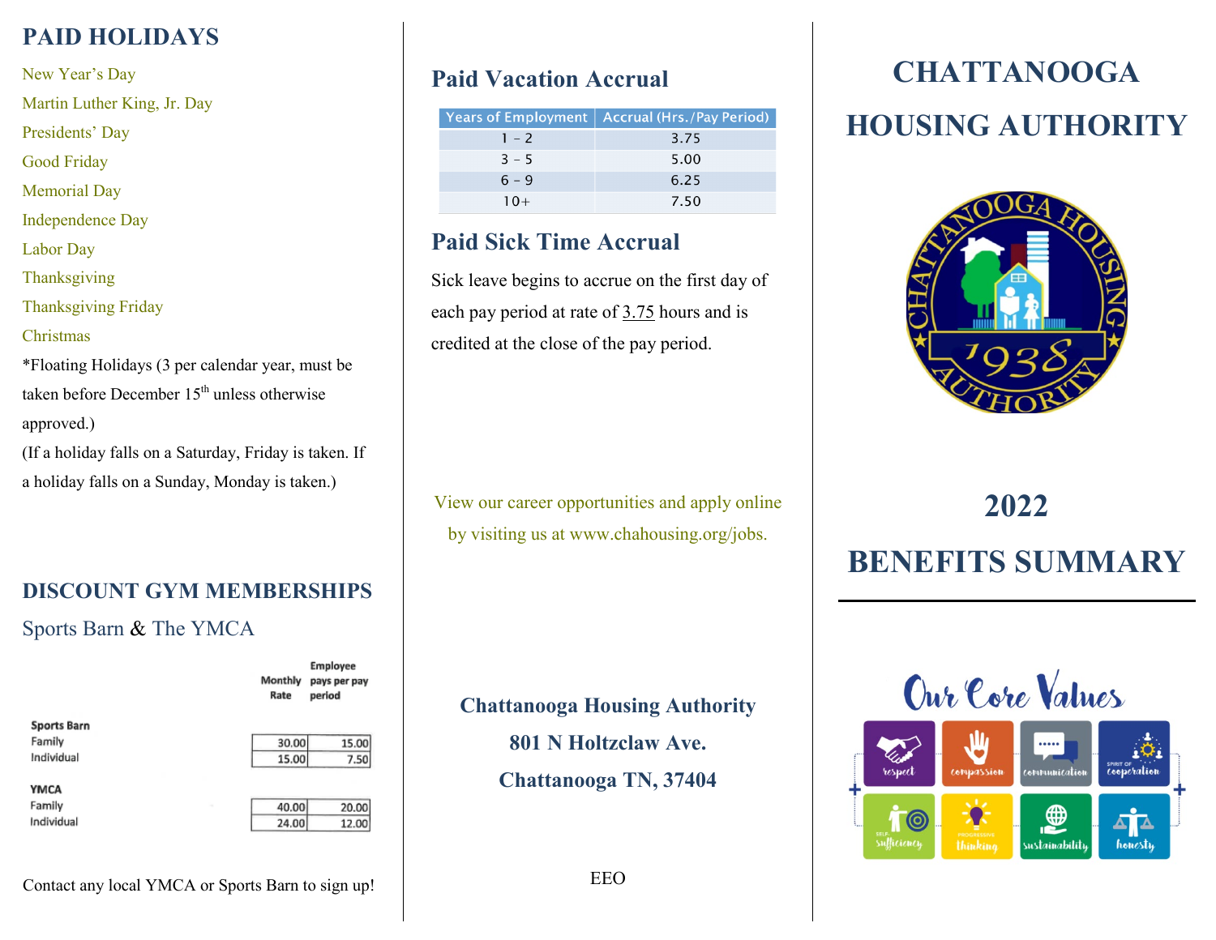## PAID HOLIDAYS

New Year's Day
Martin Luther King, Jr. Day
Presidents' Day
Good Friday
Memorial Day
Independence Day
Labor Day
Thanksgiving
Thanksgiving Friday
Christmas

*Floating Holidays (3 per calendar year, must be taken before December 15th unless otherwise approved.)

(If a holiday falls on a Saturday, Friday is taken. If a holiday falls on a Sunday, Monday is taken.)

## DISCOUNT GYM MEMBERSHIPS

Sports Barn & The YMCA

| | Monthly Rate | Employee pays per pay period |
|---|---|---|
| **Sports Barn** | | |
| Family | 30.00 | 15.00 |
| Individual | 15.00 | 7.50 |
| **YMCA** | | |
| Family | 40.00 | 20.00 |
| Individual | 24.00 | 12.00 |

Contact any local YMCA or Sports Barn to sign up!

## Paid Vacation Accrual

| Years of Employment | Accrual (Hrs./Pay Period) |
|---|---|
| 1 – 2 | 3.75 |
| 3 – 5 | 5.00 |
| 6 – 9 | 6.25 |
| 10+ | 7.50 |

## Paid Sick Time Accrual

Sick leave begins to accrue on the first day of each pay period at rate of 3.75 hours and is credited at the close of the pay period.

View our career opportunities and apply online by visiting us at www.chahousing.org/jobs.

**Chattanooga Housing Authority**
**801 N Holtzclaw Ave.**
**Chattanooga TN, 37404**

EEO

# CHATTANOOGA HOUSING AUTHORITY

# 2022 BENEFITS SUMMARY

Our Core Values

respect, compassion, communication, spirit of cooperation, self-sufficiency, progressive thinking, sustainability, honesty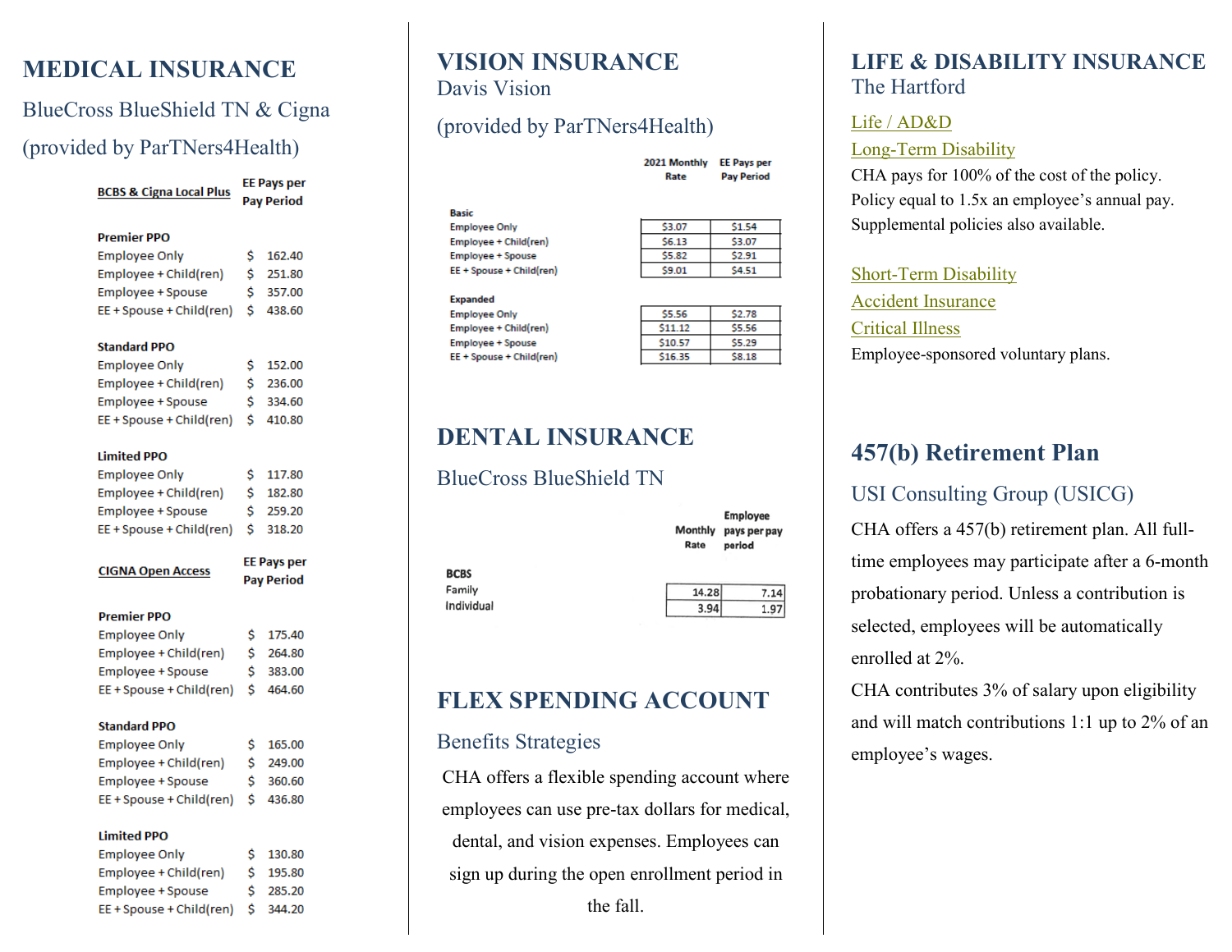# MEDICAL INSURANCE

BlueCross BlueShield TN & Cigna

(provided by ParTNers4Health)

| BCBS & Cigna Local Plus | EE Pays per Pay Period |
|---|---|
| **Premier PPO** | |
| Employee Only | $ 162.40 |
| Employee + Child(ren) | $ 251.80 |
| Employee + Spouse | $ 357.00 |
| EE + Spouse + Child(ren) | $ 438.60 |
| **Standard PPO** | |
| Employee Only | $ 152.00 |
| Employee + Child(ren) | $ 236.00 |
| Employee + Spouse | $ 334.60 |
| EE + Spouse + Child(ren) | $ 410.80 |
| **Limited PPO** | |
| Employee Only | $ 117.80 |
| Employee + Child(ren) | $ 182.80 |
| Employee + Spouse | $ 259.20 |
| EE + Spouse + Child(ren) | $ 318.20 |

| CIGNA Open Access | EE Pays per Pay Period |
|---|---|
| **Premier PPO** | |
| Employee Only | $ 175.40 |
| Employee + Child(ren) | $ 264.80 |
| Employee + Spouse | $ 383.00 |
| EE + Spouse + Child(ren) | $ 464.60 |
| **Standard PPO** | |
| Employee Only | $ 165.00 |
| Employee + Child(ren) | $ 249.00 |
| Employee + Spouse | $ 360.60 |
| EE + Spouse + Child(ren) | $ 436.80 |
| **Limited PPO** | |
| Employee Only | $ 130.80 |
| Employee + Child(ren) | $ 195.80 |
| Employee + Spouse | $ 285.20 |
| EE + Spouse + Child(ren) | $ 344.20 |

# VISION INSURANCE

Davis Vision

(provided by ParTNers4Health)

| | 2021 Monthly Rate | EE Pays per Pay Period |
|---|---|---|
| **Basic** | | |
| Employee Only | $3.07 | $1.54 |
| Employee + Child(ren) | $6.13 | $3.07 |
| Employee + Spouse | $5.82 | $2.91 |
| EE + Spouse + Child(ren) | $9.01 | $4.51 |
| **Expanded** | | |
| Employee Only | $5.56 | $2.78 |
| Employee + Child(ren) | $11.12 | $5.56 |
| Employee + Spouse | $10.57 | $5.29 |
| EE + Spouse + Child(ren) | $16.35 | $8.18 |

# DENTAL INSURANCE

BlueCross BlueShield TN

| BCBS | Monthly Rate | Employee pays per pay period |
|---|---|---|
| Family | 14.28 | 7.14 |
| Individual | 3.94 | 1.97 |

# FLEX SPENDING ACCOUNT

Benefits Strategies

CHA offers a flexible spending account where employees can use pre-tax dollars for medical, dental, and vision expenses. Employees can sign up during the open enrollment period in the fall.

# LIFE & DISABILITY INSURANCE

The Hartford

Life / AD&D

Long-Term Disability

CHA pays for 100% of the cost of the policy. Policy equal to 1.5x an employee's annual pay. Supplemental policies also available.

Short-Term Disability

Accident Insurance

Critical Illness

Employee-sponsored voluntary plans.

# 457(b) Retirement Plan

USI Consulting Group (USICG)

CHA offers a 457(b) retirement plan. All full-time employees may participate after a 6-month probationary period. Unless a contribution is selected, employees will be automatically enrolled at 2%.

CHA contributes 3% of salary upon eligibility and will match contributions 1:1 up to 2% of an employee's wages.